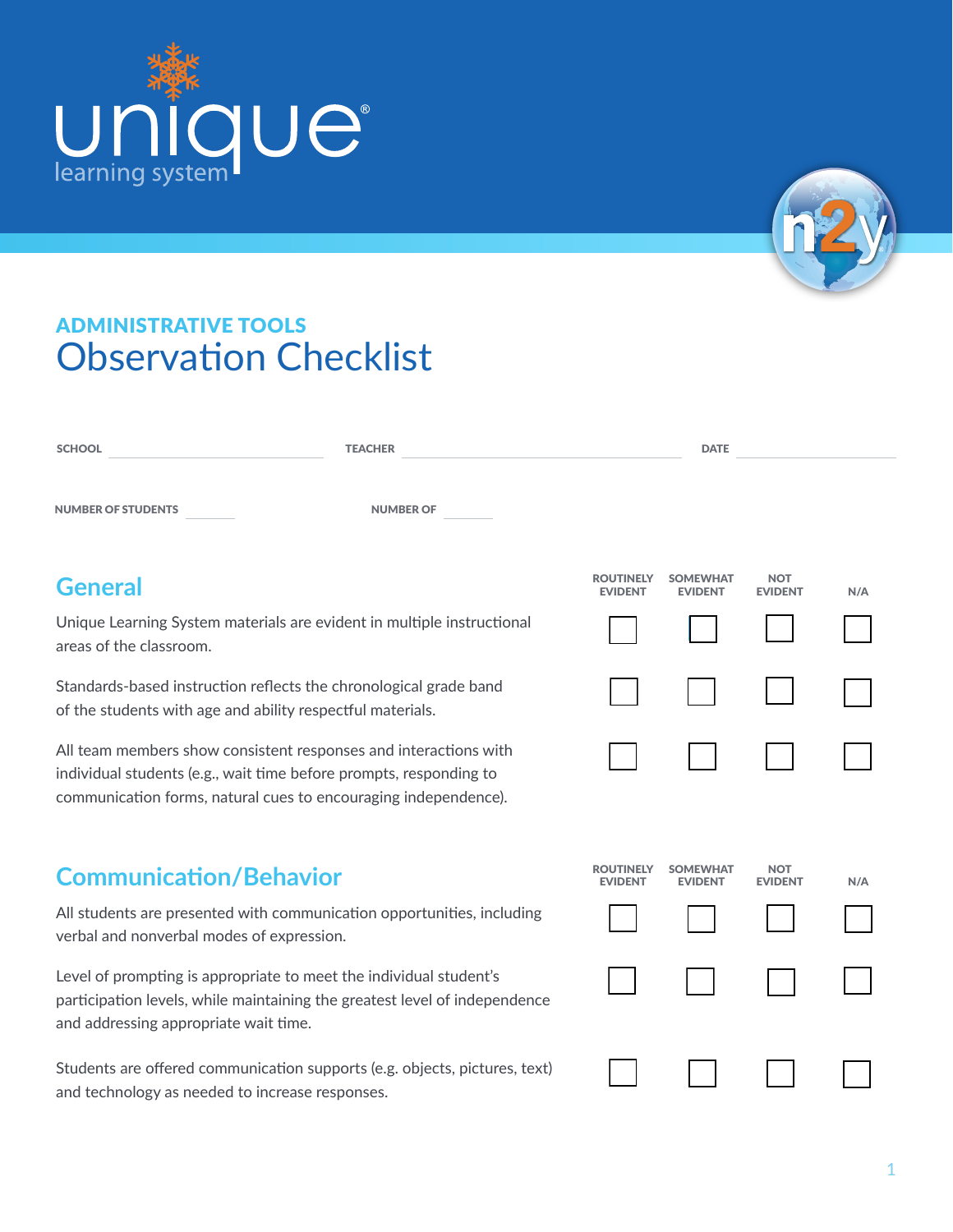unique® learning system

n2y

## ADMINISTRATIVE TOOLS

# Observation Checklist

SCHOOL ______________________ TEACHER ______________________ DATE ______________

NUMBER OF STUDENTS ________ NUMBER OF ________

## General

| | ROUTINELY EVIDENT | SOMEWHAT EVIDENT | NOT EVIDENT | N/A |
|---|---|---|---|---|
| Unique Learning System materials are evident in multiple instructional areas of the classroom. | ☐ | ☐ | ☐ | ☐ |
| Standards-based instruction reflects the chronological grade band of the students with age and ability respectful materials. | ☐ | ☐ | ☐ | ☐ |
| All team members show consistent responses and interactions with individual students (e.g., wait time before prompts, responding to communication forms, natural cues to encouraging independence). | ☐ | ☐ | ☐ | ☐ |

## Communication/Behavior

| | ROUTINELY EVIDENT | SOMEWHAT EVIDENT | NOT EVIDENT | N/A |
|---|---|---|---|---|
| All students are presented with communication opportunities, including verbal and nonverbal modes of expression. | ☐ | ☐ | ☐ | ☐ |
| Level of prompting is appropriate to meet the individual student's participation levels, while maintaining the greatest level of independence and addressing appropriate wait time. | ☐ | ☐ | ☐ | ☐ |
| Students are offered communication supports (e.g. objects, pictures, text) and technology as needed to increase responses. | ☐ | ☐ | ☐ | ☐ |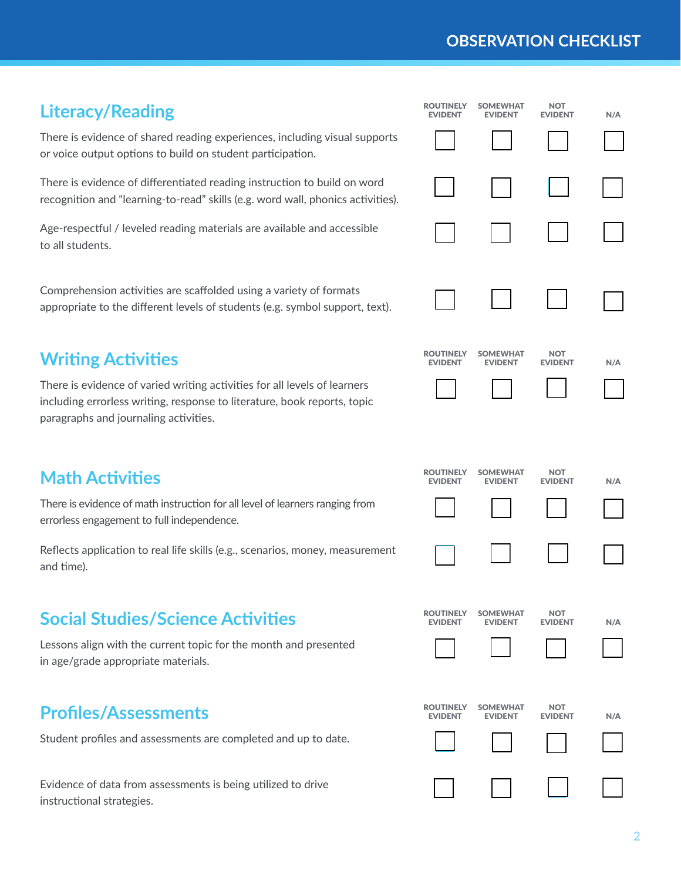# OBSERVATION CHECKLIST

## Literacy/Reading

| | ROUTINELY EVIDENT | SOMEWHAT EVIDENT | NOT EVIDENT | N/A |
|---|---|---|---|---|
| There is evidence of shared reading experiences, including visual supports or voice output options to build on student participation. | ☐ | ☐ | ☐ | ☐ |
| There is evidence of differentiated reading instruction to build on word recognition and "learning-to-read" skills (e.g. word wall, phonics activities). | ☐ | ☐ | ☐ | ☐ |
| Age-respectful / leveled reading materials are available and accessible to all students. | ☐ | ☐ | ☐ | ☐ |
| Comprehension activities are scaffolded using a variety of formats appropriate to the different levels of students (e.g. symbol support, text). | ☐ | ☐ | ☐ | ☐ |

## Writing Activities

| | ROUTINELY EVIDENT | SOMEWHAT EVIDENT | NOT EVIDENT | N/A |
|---|---|---|---|---|
| There is evidence of varied writing activities for all levels of learners including errorless writing, response to literature, book reports, topic paragraphs and journaling activities. | ☐ | ☐ | ☐ | ☐ |

## Math Activities

| | ROUTINELY EVIDENT | SOMEWHAT EVIDENT | NOT EVIDENT | N/A |
|---|---|---|---|---|
| There is evidence of math instruction for all level of learners ranging from errorless engagement to full independence. | ☐ | ☐ | ☐ | ☐ |
| Reflects application to real life skills (e.g., scenarios, money, measurement and time). | ☐ | ☐ | ☐ | ☐ |

## Social Studies/Science Activities

| | ROUTINELY EVIDENT | SOMEWHAT EVIDENT | NOT EVIDENT | N/A |
|---|---|---|---|---|
| Lessons align with the current topic for the month and presented in age/grade appropriate materials. | ☐ | ☐ | ☐ | ☐ |

## Profiles/Assessments

| | ROUTINELY EVIDENT | SOMEWHAT EVIDENT | NOT EVIDENT | N/A |
|---|---|---|---|---|
| Student profiles and assessments are completed and up to date. | ☐ | ☐ | ☐ | ☐ |
| Evidence of data from assessments is being utilized to drive instructional strategies. | ☐ | ☐ | ☐ | ☐ |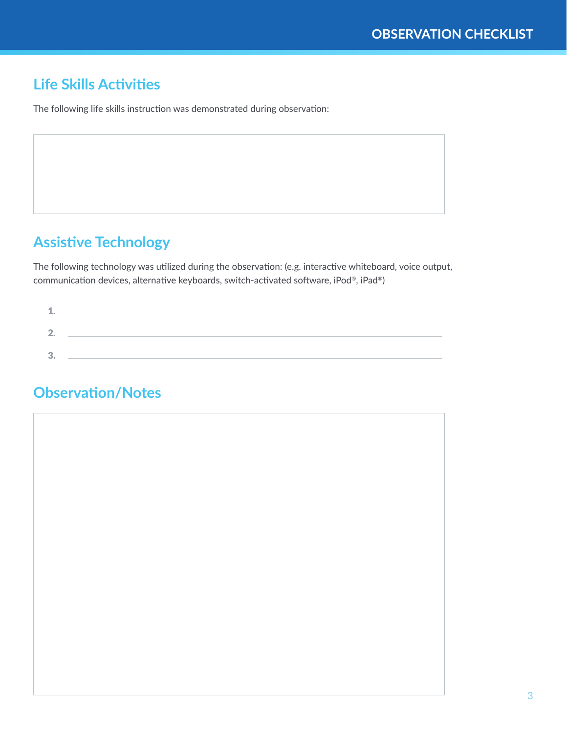## Life Skills Activities

The following life skills instruction was demonstrated during observation:

## Assistive Technology

The following technology was utilized during the observation: (e.g. interactive whiteboard, voice output, communication devices, alternative keyboards, switch-activated software, iPod®, iPad®)

1. ______________________________
2. ______________________________
3. ______________________________

## Observation/Notes